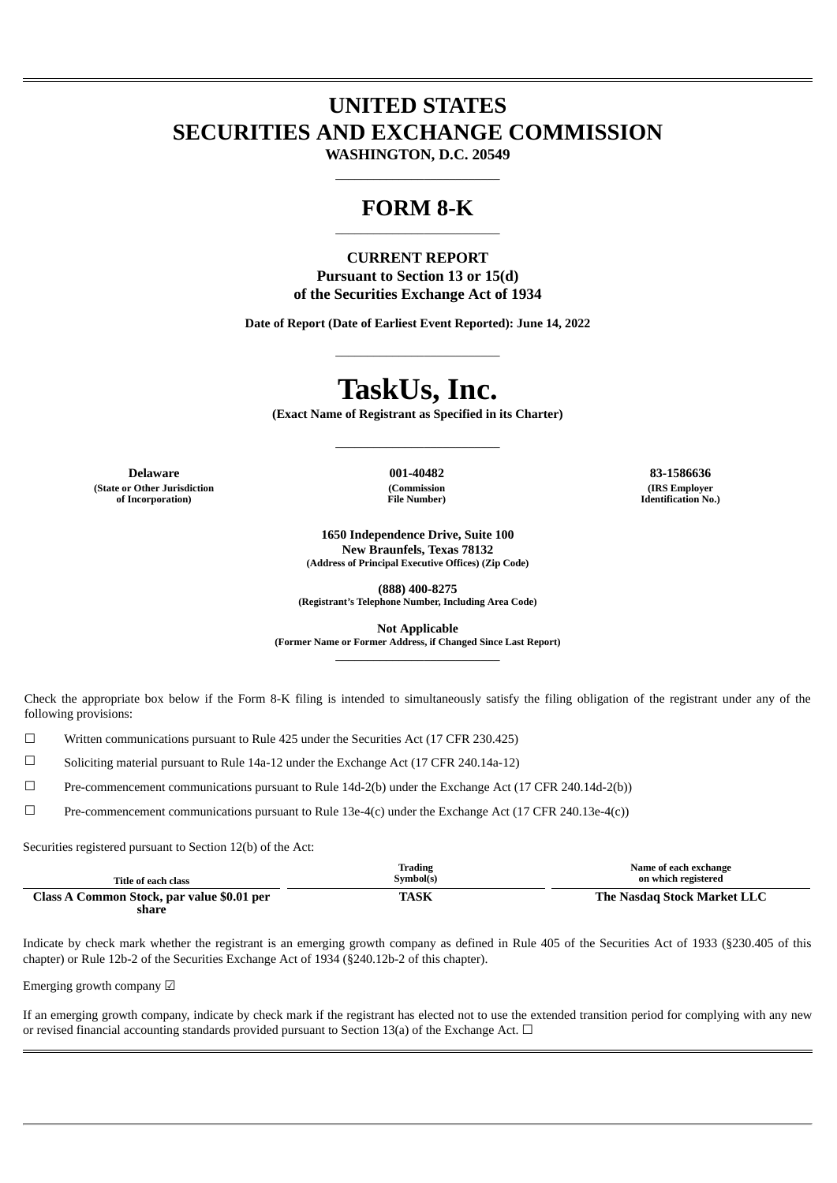# UNITED STATES
# SECURITIES AND EXCHANGE COMMISSION

**WASHINGTON, D.C. 20549**

---

## FORM 8-K

---

**CURRENT REPORT**
**Pursuant to Section 13 or 15(d)**
**of the Securities Exchange Act of 1934**

**Date of Report (Date of Earliest Event Reported): June 14, 2022**

---

# TaskUs, Inc.

**(Exact Name of Registrant as Specified in its Charter)**

---

| Delaware | 001-40482 | 83-1586636 |
|---|---|---|
| **(State or Other Jurisdiction of Incorporation)** | **(Commission File Number)** | **(IRS Employer Identification No.)** |

**1650 Independence Drive, Suite 100**
**New Braunfels, Texas 78132**
**(Address of Principal Executive Offices) (Zip Code)**

**(888) 400-8275**
**(Registrant's Telephone Number, Including Area Code)**

**Not Applicable**
**(Former Name or Former Address, if Changed Since Last Report)**

---

Check the appropriate box below if the Form 8-K filing is intended to simultaneously satisfy the filing obligation of the registrant under any of the following provisions:

☐ Written communications pursuant to Rule 425 under the Securities Act (17 CFR 230.425)

☐ Soliciting material pursuant to Rule 14a-12 under the Exchange Act (17 CFR 240.14a-12)

☐ Pre-commencement communications pursuant to Rule 14d-2(b) under the Exchange Act (17 CFR 240.14d-2(b))

☐ Pre-commencement communications pursuant to Rule 13e-4(c) under the Exchange Act (17 CFR 240.13e-4(c))

Securities registered pursuant to Section 12(b) of the Act:

| Title of each class | Trading Symbol(s) | Name of each exchange on which registered |
|---|---|---|
| **Class A Common Stock, par value $0.01 per share** | **TASK** | **The Nasdaq Stock Market LLC** |

Indicate by check mark whether the registrant is an emerging growth company as defined in Rule 405 of the Securities Act of 1933 (§230.405 of this chapter) or Rule 12b-2 of the Securities Exchange Act of 1934 (§240.12b-2 of this chapter).

Emerging growth company ☑

If an emerging growth company, indicate by check mark if the registrant has elected not to use the extended transition period for complying with any new or revised financial accounting standards provided pursuant to Section 13(a) of the Exchange Act. ☐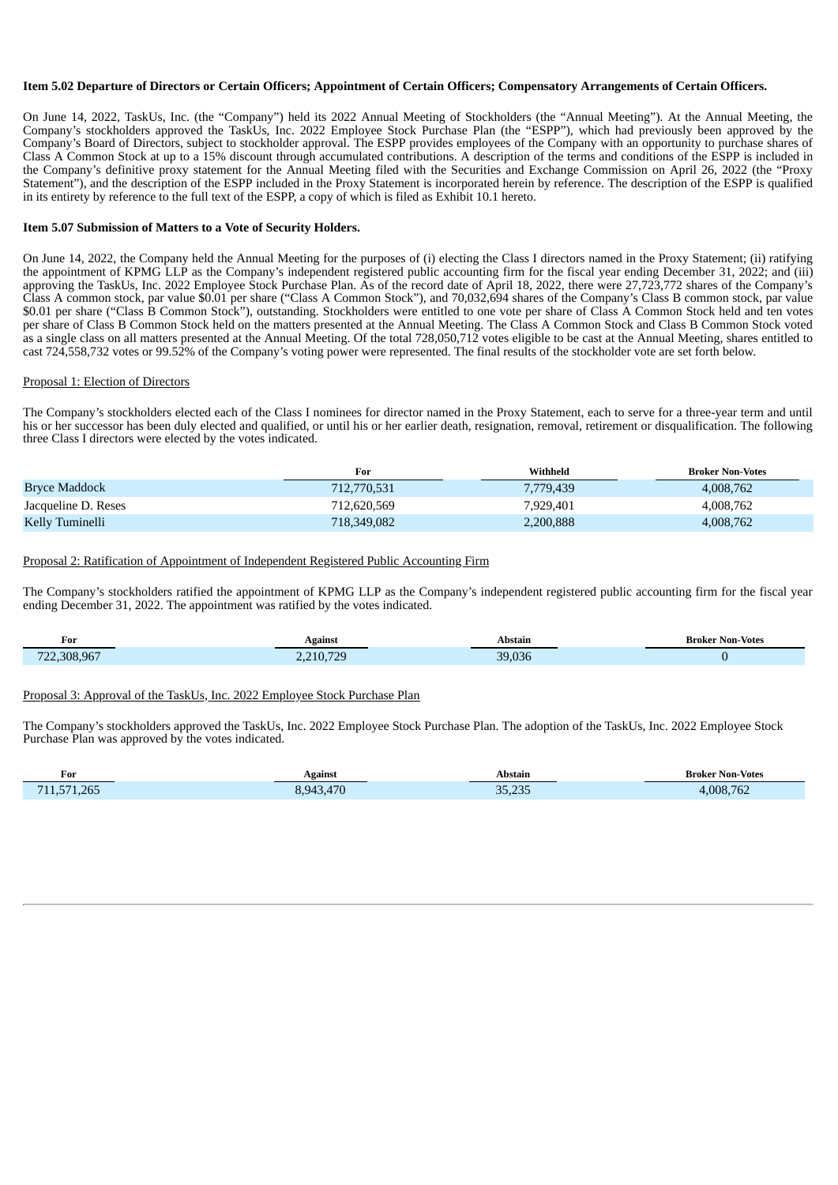**Item 5.02 Departure of Directors or Certain Officers; Appointment of Certain Officers; Compensatory Arrangements of Certain Officers.**

On June 14, 2022, TaskUs, Inc. (the "Company") held its 2022 Annual Meeting of Stockholders (the "Annual Meeting"). At the Annual Meeting, the Company's stockholders approved the TaskUs, Inc. 2022 Employee Stock Purchase Plan (the "ESPP"), which had previously been approved by the Company's Board of Directors, subject to stockholder approval. The ESPP provides employees of the Company with an opportunity to purchase shares of Class A Common Stock at up to a 15% discount through accumulated contributions. A description of the terms and conditions of the ESPP is included in the Company's definitive proxy statement for the Annual Meeting filed with the Securities and Exchange Commission on April 26, 2022 (the "Proxy Statement"), and the description of the ESPP included in the Proxy Statement is incorporated herein by reference. The description of the ESPP is qualified in its entirety by reference to the full text of the ESPP, a copy of which is filed as Exhibit 10.1 hereto.

**Item 5.07 Submission of Matters to a Vote of Security Holders.**

On June 14, 2022, the Company held the Annual Meeting for the purposes of (i) electing the Class I directors named in the Proxy Statement; (ii) ratifying the appointment of KPMG LLP as the Company's independent registered public accounting firm for the fiscal year ending December 31, 2022; and (iii) approving the TaskUs, Inc. 2022 Employee Stock Purchase Plan. As of the record date of April 18, 2022, there were 27,723,772 shares of the Company's Class A common stock, par value $0.01 per share ("Class A Common Stock"), and 70,032,694 shares of the Company's Class B common stock, par value $0.01 per share ("Class B Common Stock"), outstanding. Stockholders were entitled to one vote per share of Class A Common Stock held and ten votes per share of Class B Common Stock held on the matters presented at the Annual Meeting. The Class A Common Stock and Class B Common Stock voted as a single class on all matters presented at the Annual Meeting. Of the total 728,050,712 votes eligible to be cast at the Annual Meeting, shares entitled to cast 724,558,732 votes or 99.52% of the Company's voting power were represented. The final results of the stockholder vote are set forth below.

Proposal 1: Election of Directors

The Company's stockholders elected each of the Class I nominees for director named in the Proxy Statement, each to serve for a three-year term and until his or her successor has been duly elected and qualified, or until his or her earlier death, resignation, removal, retirement or disqualification. The following three Class I directors were elected by the votes indicated.

| | For | Withheld | Broker Non-Votes |
|---|---|---|---|
| Bryce Maddock | 712,770,531 | 7,779,439 | 4,008,762 |
| Jacqueline D. Reses | 712,620,569 | 7,929,401 | 4,008,762 |
| Kelly Tuminelli | 718,349,082 | 2,200,888 | 4,008,762 |

Proposal 2: Ratification of Appointment of Independent Registered Public Accounting Firm

The Company's stockholders ratified the appointment of KPMG LLP as the Company's independent registered public accounting firm for the fiscal year ending December 31, 2022. The appointment was ratified by the votes indicated.

| For | Against | Abstain | Broker Non-Votes |
|---|---|---|---|
| 722,308,967 | 2,210,729 | 39,036 | 0 |

Proposal 3: Approval of the TaskUs, Inc. 2022 Employee Stock Purchase Plan

The Company's stockholders approved the TaskUs, Inc. 2022 Employee Stock Purchase Plan. The adoption of the TaskUs, Inc. 2022 Employee Stock Purchase Plan was approved by the votes indicated.

| For | Against | Abstain | Broker Non-Votes |
|---|---|---|---|
| 711,571,265 | 8,943,470 | 35,235 | 4,008,762 |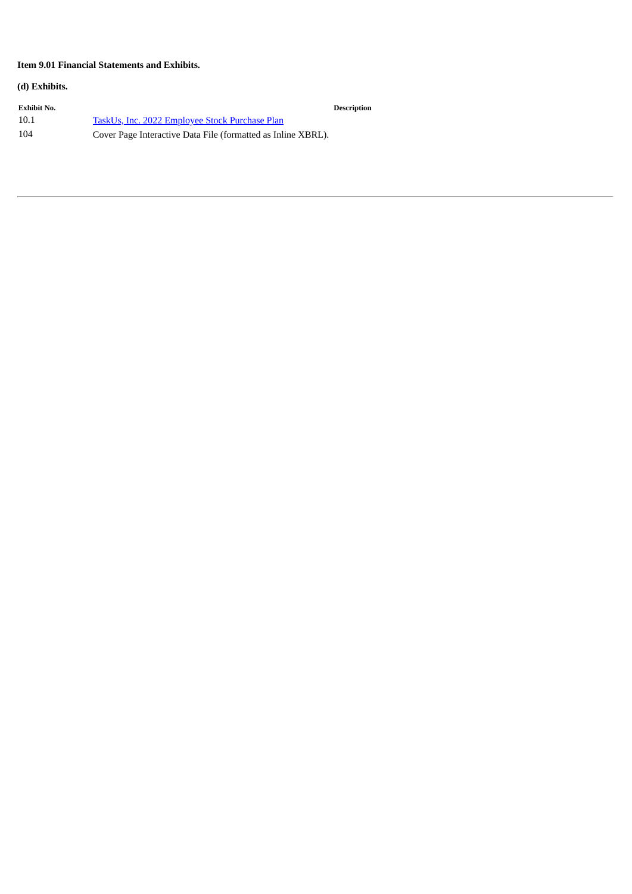**Item 9.01 Financial Statements and Exhibits.**

**(d) Exhibits.**

| Exhibit No. | Description |
|---|---|
| 10.1 | TaskUs, Inc. 2022 Employee Stock Purchase Plan |
| 104 | Cover Page Interactive Data File (formatted as Inline XBRL). |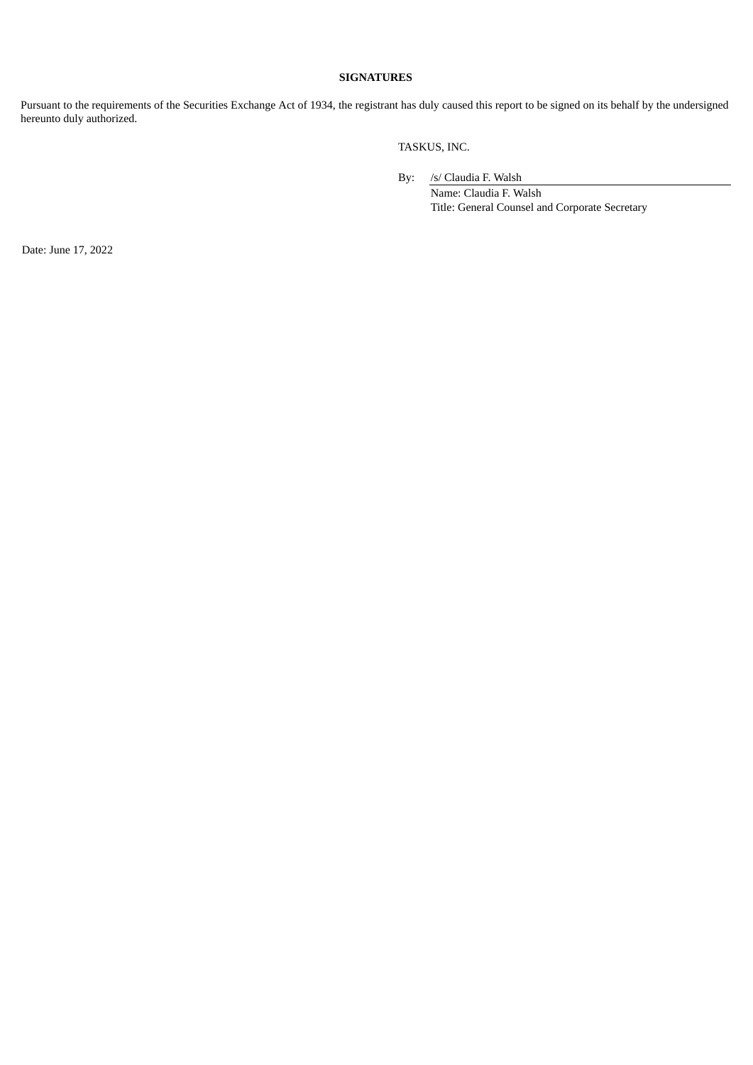**SIGNATURES**

Pursuant to the requirements of the Securities Exchange Act of 1934, the registrant has duly caused this report to be signed on its behalf by the undersigned hereunto duly authorized.

TASKUS, INC.

By: /s/ Claudia F. Walsh
Name: Claudia F. Walsh
Title: General Counsel and Corporate Secretary

Date: June 17, 2022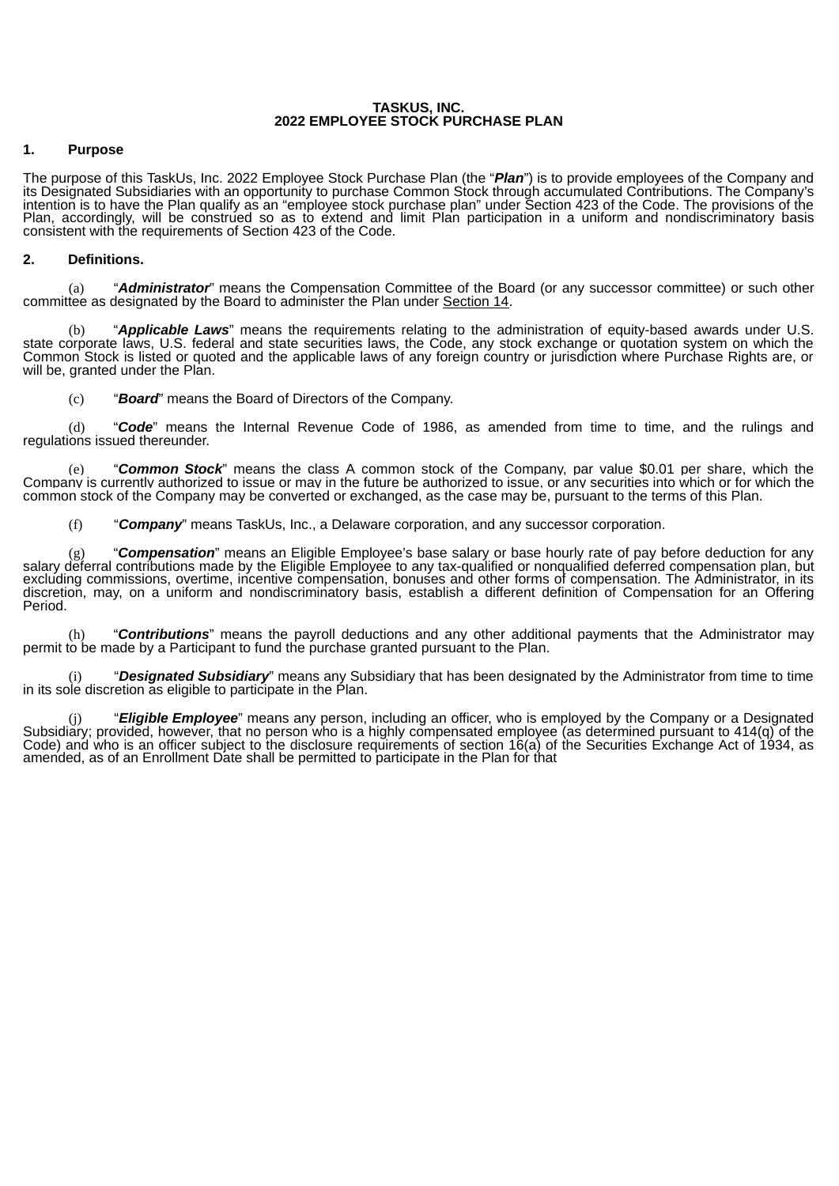**TASKUS, INC.**
**2022 EMPLOYEE STOCK PURCHASE PLAN**

## 1. Purpose

The purpose of this TaskUs, Inc. 2022 Employee Stock Purchase Plan (the "***Plan***") is to provide employees of the Company and its Designated Subsidiaries with an opportunity to purchase Common Stock through accumulated Contributions. The Company's intention is to have the Plan qualify as an "employee stock purchase plan" under Section 423 of the Code. The provisions of the Plan, accordingly, will be construed so as to extend and limit Plan participation in a uniform and nondiscriminatory basis consistent with the requirements of Section 423 of the Code.

## 2. Definitions.

(a) "***Administrator***" means the Compensation Committee of the Board (or any successor committee) or such other committee as designated by the Board to administer the Plan under Section 14.

(b) "***Applicable Laws***" means the requirements relating to the administration of equity-based awards under U.S. state corporate laws, U.S. federal and state securities laws, the Code, any stock exchange or quotation system on which the Common Stock is listed or quoted and the applicable laws of any foreign country or jurisdiction where Purchase Rights are, or will be, granted under the Plan.

(c) "***Board***" means the Board of Directors of the Company.

(d) "***Code***" means the Internal Revenue Code of 1986, as amended from time to time, and the rulings and regulations issued thereunder.

(e) "***Common Stock***" means the class A common stock of the Company, par value $0.01 per share, which the Company is currently authorized to issue or may in the future be authorized to issue, or any securities into which or for which the common stock of the Company may be converted or exchanged, as the case may be, pursuant to the terms of this Plan.

(f) "***Company***" means TaskUs, Inc., a Delaware corporation, and any successor corporation.

(g) "***Compensation***" means an Eligible Employee's base salary or base hourly rate of pay before deduction for any salary deferral contributions made by the Eligible Employee to any tax-qualified or nonqualified deferred compensation plan, but excluding commissions, overtime, incentive compensation, bonuses and other forms of compensation. The Administrator, in its discretion, may, on a uniform and nondiscriminatory basis, establish a different definition of Compensation for an Offering Period.

(h) "***Contributions***" means the payroll deductions and any other additional payments that the Administrator may permit to be made by a Participant to fund the purchase granted pursuant to the Plan.

(i) "***Designated Subsidiary***" means any Subsidiary that has been designated by the Administrator from time to time in its sole discretion as eligible to participate in the Plan.

(j) "***Eligible Employee***" means any person, including an officer, who is employed by the Company or a Designated Subsidiary; provided, however, that no person who is a highly compensated employee (as determined pursuant to 414(q) of the Code) and who is an officer subject to the disclosure requirements of section 16(a) of the Securities Exchange Act of 1934, as amended, as of an Enrollment Date shall be permitted to participate in the Plan for that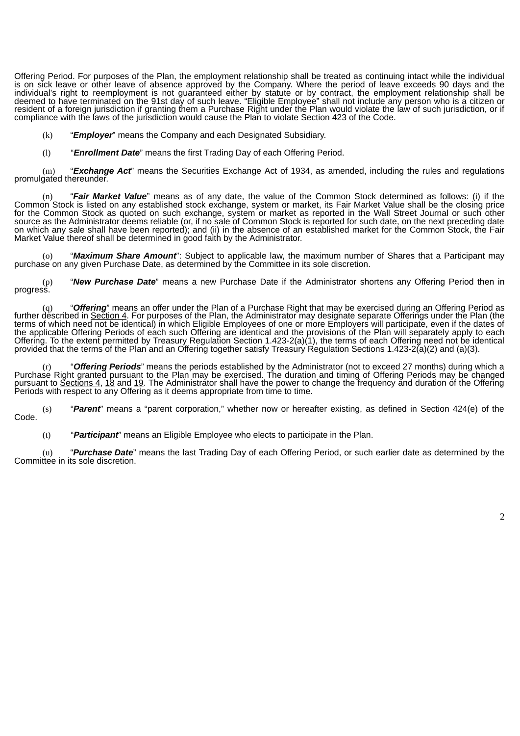Offering Period. For purposes of the Plan, the employment relationship shall be treated as continuing intact while the individual is on sick leave or other leave of absence approved by the Company. Where the period of leave exceeds 90 days and the individual's right to reemployment is not guaranteed either by statute or by contract, the employment relationship shall be deemed to have terminated on the 91st day of such leave. "Eligible Employee" shall not include any person who is a citizen or resident of a foreign jurisdiction if granting them a Purchase Right under the Plan would violate the law of such jurisdiction, or if compliance with the laws of the jurisdiction would cause the Plan to violate Section 423 of the Code.

(k) "***Employer***" means the Company and each Designated Subsidiary.

(l) "***Enrollment Date***" means the first Trading Day of each Offering Period.

(m) "***Exchange Act***" means the Securities Exchange Act of 1934, as amended, including the rules and regulations promulgated thereunder.

(n) "***Fair Market Value***" means as of any date, the value of the Common Stock determined as follows: (i) if the Common Stock is listed on any established stock exchange, system or market, its Fair Market Value shall be the closing price for the Common Stock as quoted on such exchange, system or market as reported in the Wall Street Journal or such other source as the Administrator deems reliable (or, if no sale of Common Stock is reported for such date, on the next preceding date on which any sale shall have been reported); and (ii) in the absence of an established market for the Common Stock, the Fair Market Value thereof shall be determined in good faith by the Administrator.

(o) "***Maximum Share Amount***": Subject to applicable law, the maximum number of Shares that a Participant may purchase on any given Purchase Date, as determined by the Committee in its sole discretion.

(p) "***New Purchase Date***" means a new Purchase Date if the Administrator shortens any Offering Period then in progress.

(q) "***Offering***" means an offer under the Plan of a Purchase Right that may be exercised during an Offering Period as further described in Section 4. For purposes of the Plan, the Administrator may designate separate Offerings under the Plan (the terms of which need not be identical) in which Eligible Employees of one or more Employers will participate, even if the dates of the applicable Offering Periods of each such Offering are identical and the provisions of the Plan will separately apply to each Offering. To the extent permitted by Treasury Regulation Section 1.423-2(a)(1), the terms of each Offering need not be identical provided that the terms of the Plan and an Offering together satisfy Treasury Regulation Sections 1.423-2(a)(2) and (a)(3).

(r) "***Offering Periods***" means the periods established by the Administrator (not to exceed 27 months) during which a Purchase Right granted pursuant to the Plan may be exercised. The duration and timing of Offering Periods may be changed pursuant to Sections 4, 18 and 19. The Administrator shall have the power to change the frequency and duration of the Offering Periods with respect to any Offering as it deems appropriate from time to time.

(s) "***Parent***" means a "parent corporation," whether now or hereafter existing, as defined in Section 424(e) of the Code.

(t) "***Participant***" means an Eligible Employee who elects to participate in the Plan.

(u) "***Purchase Date***" means the last Trading Day of each Offering Period, or such earlier date as determined by the Committee in its sole discretion.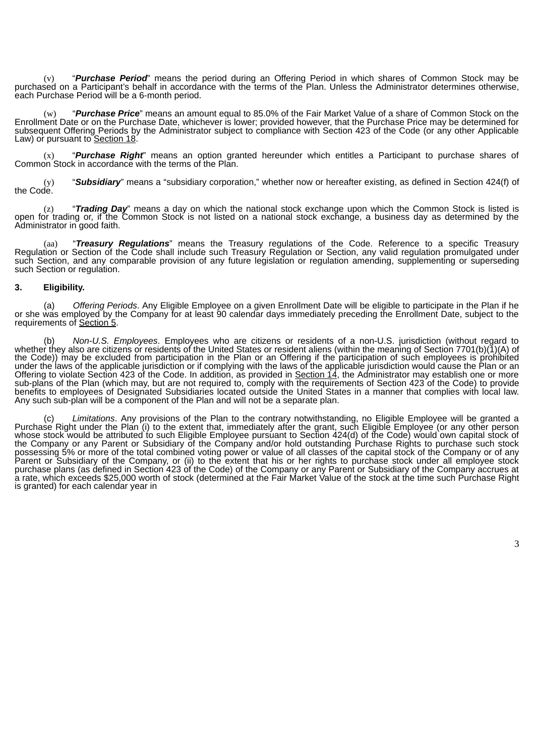(v) “***Purchase Period***” means the period during an Offering Period in which shares of Common Stock may be purchased on a Participant’s behalf in accordance with the terms of the Plan. Unless the Administrator determines otherwise, each Purchase Period will be a 6-month period.

(w) “***Purchase Price***” means an amount equal to 85.0% of the Fair Market Value of a share of Common Stock on the Enrollment Date or on the Purchase Date, whichever is lower; provided however, that the Purchase Price may be determined for subsequent Offering Periods by the Administrator subject to compliance with Section 423 of the Code (or any other Applicable Law) or pursuant to Section 18.

(x) “***Purchase Right***” means an option granted hereunder which entitles a Participant to purchase shares of Common Stock in accordance with the terms of the Plan.

(y) “***Subsidiary***” means a “subsidiary corporation,” whether now or hereafter existing, as defined in Section 424(f) of the Code.

(z) “***Trading Day***” means a day on which the national stock exchange upon which the Common Stock is listed is open for trading or, if the Common Stock is not listed on a national stock exchange, a business day as determined by the Administrator in good faith.

(aa) “***Treasury Regulations***” means the Treasury regulations of the Code. Reference to a specific Treasury Regulation or Section of the Code shall include such Treasury Regulation or Section, any valid regulation promulgated under such Section, and any comparable provision of any future legislation or regulation amending, supplementing or superseding such Section or regulation.

**3. Eligibility.**

(a) *Offering Periods*. Any Eligible Employee on a given Enrollment Date will be eligible to participate in the Plan if he or she was employed by the Company for at least 90 calendar days immediately preceding the Enrollment Date, subject to the requirements of Section 5.

(b) *Non-U.S. Employees*. Employees who are citizens or residents of a non-U.S. jurisdiction (without regard to whether they also are citizens or residents of the United States or resident aliens (within the meaning of Section 7701(b)(1)(A) of the Code)) may be excluded from participation in the Plan or an Offering if the participation of such employees is prohibited under the laws of the applicable jurisdiction or if complying with the laws of the applicable jurisdiction would cause the Plan or an Offering to violate Section 423 of the Code. In addition, as provided in Section 14, the Administrator may establish one or more sub-plans of the Plan (which may, but are not required to, comply with the requirements of Section 423 of the Code) to provide benefits to employees of Designated Subsidiaries located outside the United States in a manner that complies with local law. Any such sub-plan will be a component of the Plan and will not be a separate plan.

(c) *Limitations*. Any provisions of the Plan to the contrary notwithstanding, no Eligible Employee will be granted a Purchase Right under the Plan (i) to the extent that, immediately after the grant, such Eligible Employee (or any other person whose stock would be attributed to such Eligible Employee pursuant to Section 424(d) of the Code) would own capital stock of the Company or any Parent or Subsidiary of the Company and/or hold outstanding Purchase Rights to purchase such stock possessing 5% or more of the total combined voting power or value of all classes of the capital stock of the Company or of any Parent or Subsidiary of the Company, or (ii) to the extent that his or her rights to purchase stock under all employee stock purchase plans (as defined in Section 423 of the Code) of the Company or any Parent or Subsidiary of the Company accrues at a rate, which exceeds $25,000 worth of stock (determined at the Fair Market Value of the stock at the time such Purchase Right is granted) for each calendar year in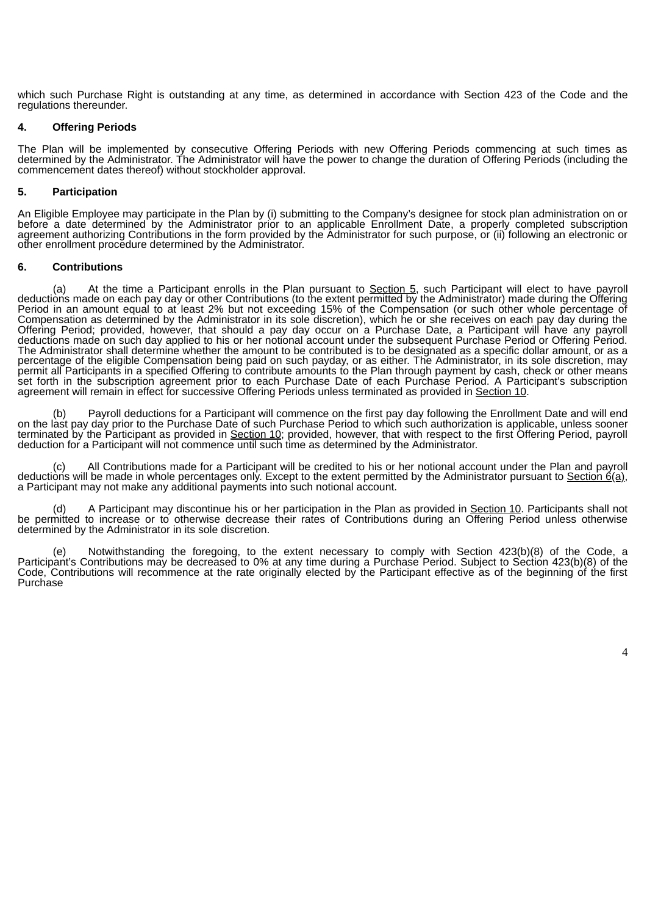which such Purchase Right is outstanding at any time, as determined in accordance with Section 423 of the Code and the regulations thereunder.

**4. Offering Periods**

The Plan will be implemented by consecutive Offering Periods with new Offering Periods commencing at such times as determined by the Administrator. The Administrator will have the power to change the duration of Offering Periods (including the commencement dates thereof) without stockholder approval.

**5. Participation**

An Eligible Employee may participate in the Plan by (i) submitting to the Company's designee for stock plan administration on or before a date determined by the Administrator prior to an applicable Enrollment Date, a properly completed subscription agreement authorizing Contributions in the form provided by the Administrator for such purpose, or (ii) following an electronic or other enrollment procedure determined by the Administrator.

**6. Contributions**

(a) At the time a Participant enrolls in the Plan pursuant to Section 5, such Participant will elect to have payroll deductions made on each pay day or other Contributions (to the extent permitted by the Administrator) made during the Offering Period in an amount equal to at least 2% but not exceeding 15% of the Compensation (or such other whole percentage of Compensation as determined by the Administrator in its sole discretion), which he or she receives on each pay day during the Offering Period; provided, however, that should a pay day occur on a Purchase Date, a Participant will have any payroll deductions made on such day applied to his or her notional account under the subsequent Purchase Period or Offering Period. The Administrator shall determine whether the amount to be contributed is to be designated as a specific dollar amount, or as a percentage of the eligible Compensation being paid on such payday, or as either. The Administrator, in its sole discretion, may permit all Participants in a specified Offering to contribute amounts to the Plan through payment by cash, check or other means set forth in the subscription agreement prior to each Purchase Date of each Purchase Period. A Participant's subscription agreement will remain in effect for successive Offering Periods unless terminated as provided in Section 10.

(b) Payroll deductions for a Participant will commence on the first pay day following the Enrollment Date and will end on the last pay day prior to the Purchase Date of such Purchase Period to which such authorization is applicable, unless sooner terminated by the Participant as provided in Section 10; provided, however, that with respect to the first Offering Period, payroll deduction for a Participant will not commence until such time as determined by the Administrator.

(c) All Contributions made for a Participant will be credited to his or her notional account under the Plan and payroll deductions will be made in whole percentages only. Except to the extent permitted by the Administrator pursuant to Section 6(a), a Participant may not make any additional payments into such notional account.

(d) A Participant may discontinue his or her participation in the Plan as provided in Section 10. Participants shall not be permitted to increase or to otherwise decrease their rates of Contributions during an Offering Period unless otherwise determined by the Administrator in its sole discretion.

(e) Notwithstanding the foregoing, to the extent necessary to comply with Section 423(b)(8) of the Code, a Participant's Contributions may be decreased to 0% at any time during a Purchase Period. Subject to Section 423(b)(8) of the Code, Contributions will recommence at the rate originally elected by the Participant effective as of the beginning of the first Purchase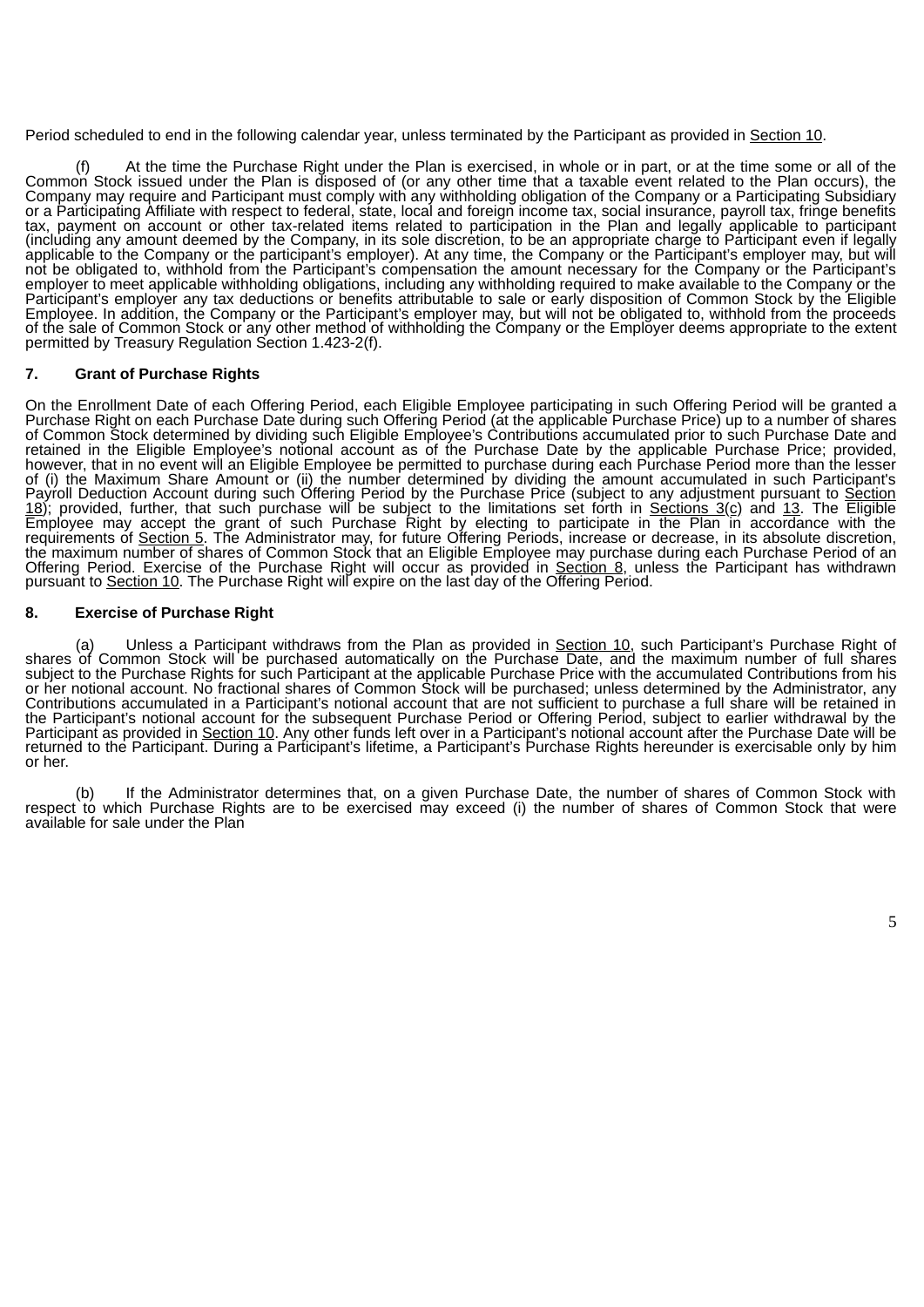Period scheduled to end in the following calendar year, unless terminated by the Participant as provided in Section 10.

(f) At the time the Purchase Right under the Plan is exercised, in whole or in part, or at the time some or all of the Common Stock issued under the Plan is disposed of (or any other time that a taxable event related to the Plan occurs), the Company may require and Participant must comply with any withholding obligation of the Company or a Participating Subsidiary or a Participating Affiliate with respect to federal, state, local and foreign income tax, social insurance, payroll tax, fringe benefits tax, payment on account or other tax-related items related to participation in the Plan and legally applicable to participant (including any amount deemed by the Company, in its sole discretion, to be an appropriate charge to Participant even if legally applicable to the Company or the participant's employer). At any time, the Company or the Participant's employer may, but will not be obligated to, withhold from the Participant's compensation the amount necessary for the Company or the Participant's employer to meet applicable withholding obligations, including any withholding required to make available to the Company or the Participant's employer any tax deductions or benefits attributable to sale or early disposition of Common Stock by the Eligible Employee. In addition, the Company or the Participant's employer may, but will not be obligated to, withhold from the proceeds of the sale of Common Stock or any other method of withholding the Company or the Employer deems appropriate to the extent permitted by Treasury Regulation Section 1.423-2(f).

## 7. Grant of Purchase Rights

On the Enrollment Date of each Offering Period, each Eligible Employee participating in such Offering Period will be granted a Purchase Right on each Purchase Date during such Offering Period (at the applicable Purchase Price) up to a number of shares of Common Stock determined by dividing such Eligible Employee's Contributions accumulated prior to such Purchase Date and retained in the Eligible Employee's notional account as of the Purchase Date by the applicable Purchase Price; provided, however, that in no event will an Eligible Employee be permitted to purchase during each Purchase Period more than the lesser of (i) the Maximum Share Amount or (ii) the number determined by dividing the amount accumulated in such Participant's Payroll Deduction Account during such Offering Period by the Purchase Price (subject to any adjustment pursuant to Section 18); provided, further, that such purchase will be subject to the limitations set forth in Sections 3(c) and 13. The Eligible Employee may accept the grant of such Purchase Right by electing to participate in the Plan in accordance with the requirements of Section 5. The Administrator may, for future Offering Periods, increase or decrease, in its absolute discretion, the maximum number of shares of Common Stock that an Eligible Employee may purchase during each Purchase Period of an Offering Period. Exercise of the Purchase Right will occur as provided in Section 8, unless the Participant has withdrawn pursuant to Section 10. The Purchase Right will expire on the last day of the Offering Period.

## 8. Exercise of Purchase Right

(a) Unless a Participant withdraws from the Plan as provided in Section 10, such Participant's Purchase Right of shares of Common Stock will be purchased automatically on the Purchase Date, and the maximum number of full shares subject to the Purchase Rights for such Participant at the applicable Purchase Price with the accumulated Contributions from his or her notional account. No fractional shares of Common Stock will be purchased; unless determined by the Administrator, any Contributions accumulated in a Participant's notional account that are not sufficient to purchase a full share will be retained in the Participant's notional account for the subsequent Purchase Period or Offering Period, subject to earlier withdrawal by the Participant as provided in Section 10. Any other funds left over in a Participant's notional account after the Purchase Date will be returned to the Participant. During a Participant's lifetime, a Participant's Purchase Rights hereunder is exercisable only by him or her.

(b) If the Administrator determines that, on a given Purchase Date, the number of shares of Common Stock with respect to which Purchase Rights are to be exercised may exceed (i) the number of shares of Common Stock that were available for sale under the Plan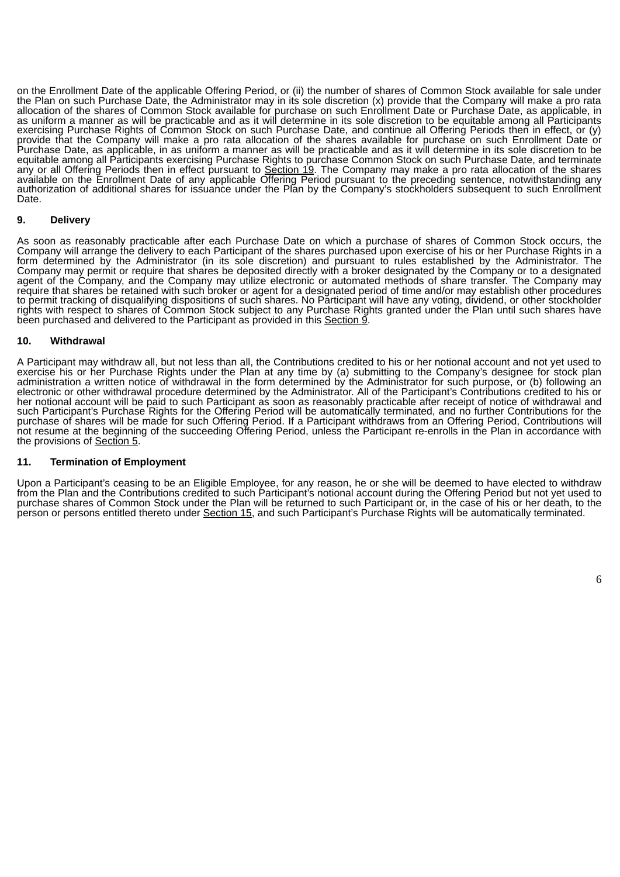on the Enrollment Date of the applicable Offering Period, or (ii) the number of shares of Common Stock available for sale under the Plan on such Purchase Date, the Administrator may in its sole discretion (x) provide that the Company will make a pro rata allocation of the shares of Common Stock available for purchase on such Enrollment Date or Purchase Date, as applicable, in as uniform a manner as will be practicable and as it will determine in its sole discretion to be equitable among all Participants exercising Purchase Rights of Common Stock on such Purchase Date, and continue all Offering Periods then in effect, or (y) provide that the Company will make a pro rata allocation of the shares available for purchase on such Enrollment Date or Purchase Date, as applicable, in as uniform a manner as will be practicable and as it will determine in its sole discretion to be equitable among all Participants exercising Purchase Rights to purchase Common Stock on such Purchase Date, and terminate any or all Offering Periods then in effect pursuant to Section 19. The Company may make a pro rata allocation of the shares available on the Enrollment Date of any applicable Offering Period pursuant to the preceding sentence, notwithstanding any authorization of additional shares for issuance under the Plan by the Company's stockholders subsequent to such Enrollment Date.

## 9. Delivery

As soon as reasonably practicable after each Purchase Date on which a purchase of shares of Common Stock occurs, the Company will arrange the delivery to each Participant of the shares purchased upon exercise of his or her Purchase Rights in a form determined by the Administrator (in its sole discretion) and pursuant to rules established by the Administrator. The Company may permit or require that shares be deposited directly with a broker designated by the Company or to a designated agent of the Company, and the Company may utilize electronic or automated methods of share transfer. The Company may require that shares be retained with such broker or agent for a designated period of time and/or may establish other procedures to permit tracking of disqualifying dispositions of such shares. No Participant will have any voting, dividend, or other stockholder rights with respect to shares of Common Stock subject to any Purchase Rights granted under the Plan until such shares have been purchased and delivered to the Participant as provided in this Section 9.

## 10. Withdrawal

A Participant may withdraw all, but not less than all, the Contributions credited to his or her notional account and not yet used to exercise his or her Purchase Rights under the Plan at any time by (a) submitting to the Company's designee for stock plan administration a written notice of withdrawal in the form determined by the Administrator for such purpose, or (b) following an electronic or other withdrawal procedure determined by the Administrator. All of the Participant's Contributions credited to his or her notional account will be paid to such Participant as soon as reasonably practicable after receipt of notice of withdrawal and such Participant's Purchase Rights for the Offering Period will be automatically terminated, and no further Contributions for the purchase of shares will be made for such Offering Period. If a Participant withdraws from an Offering Period, Contributions will not resume at the beginning of the succeeding Offering Period, unless the Participant re-enrolls in the Plan in accordance with the provisions of Section 5.

## 11. Termination of Employment

Upon a Participant's ceasing to be an Eligible Employee, for any reason, he or she will be deemed to have elected to withdraw from the Plan and the Contributions credited to such Participant's notional account during the Offering Period but not yet used to purchase shares of Common Stock under the Plan will be returned to such Participant or, in the case of his or her death, to the person or persons entitled thereto under Section 15, and such Participant's Purchase Rights will be automatically terminated.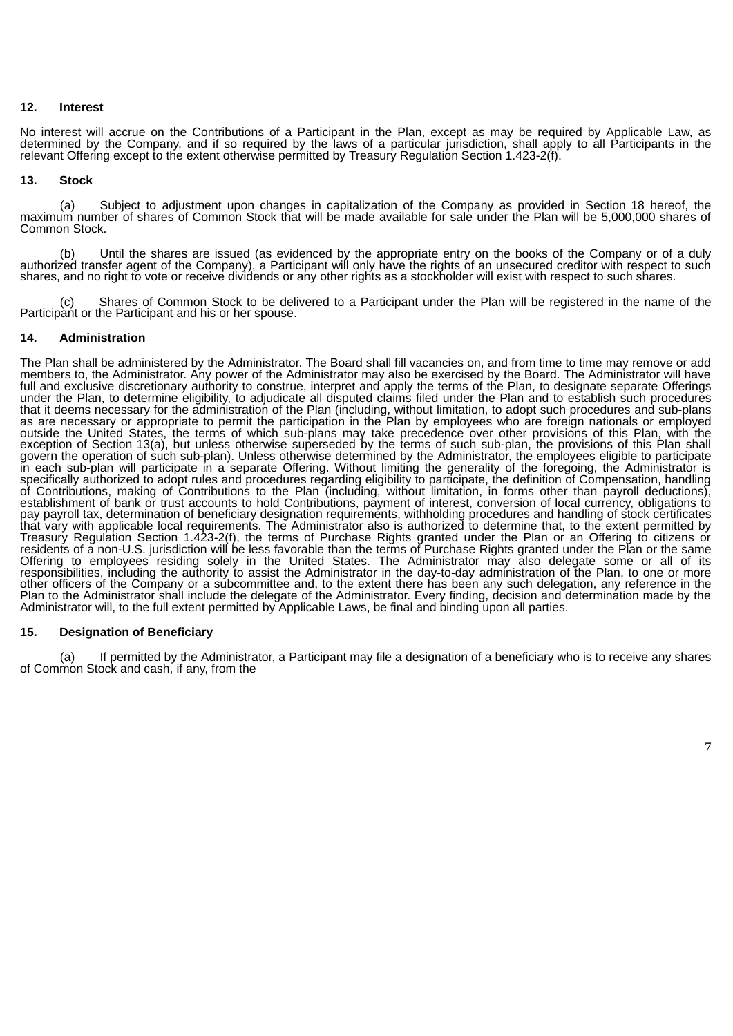## 12. Interest

No interest will accrue on the Contributions of a Participant in the Plan, except as may be required by Applicable Law, as determined by the Company, and if so required by the laws of a particular jurisdiction, shall apply to all Participants in the relevant Offering except to the extent otherwise permitted by Treasury Regulation Section 1.423-2(f).

## 13. Stock

(a) Subject to adjustment upon changes in capitalization of the Company as provided in Section 18 hereof, the maximum number of shares of Common Stock that will be made available for sale under the Plan will be 5,000,000 shares of Common Stock.

(b) Until the shares are issued (as evidenced by the appropriate entry on the books of the Company or of a duly authorized transfer agent of the Company), a Participant will only have the rights of an unsecured creditor with respect to such shares, and no right to vote or receive dividends or any other rights as a stockholder will exist with respect to such shares.

(c) Shares of Common Stock to be delivered to a Participant under the Plan will be registered in the name of the Participant or the Participant and his or her spouse.

## 14. Administration

The Plan shall be administered by the Administrator. The Board shall fill vacancies on, and from time to time may remove or add members to, the Administrator. Any power of the Administrator may also be exercised by the Board. The Administrator will have full and exclusive discretionary authority to construe, interpret and apply the terms of the Plan, to designate separate Offerings under the Plan, to determine eligibility, to adjudicate all disputed claims filed under the Plan and to establish such procedures that it deems necessary for the administration of the Plan (including, without limitation, to adopt such procedures and sub-plans as are necessary or appropriate to permit the participation in the Plan by employees who are foreign nationals or employed outside the United States, the terms of which sub-plans may take precedence over other provisions of this Plan, with the exception of Section 13(a), but unless otherwise superseded by the terms of such sub-plan, the provisions of this Plan shall govern the operation of such sub-plan). Unless otherwise determined by the Administrator, the employees eligible to participate in each sub-plan will participate in a separate Offering. Without limiting the generality of the foregoing, the Administrator is specifically authorized to adopt rules and procedures regarding eligibility to participate, the definition of Compensation, handling of Contributions, making of Contributions to the Plan (including, without limitation, in forms other than payroll deductions), establishment of bank or trust accounts to hold Contributions, payment of interest, conversion of local currency, obligations to pay payroll tax, determination of beneficiary designation requirements, withholding procedures and handling of stock certificates that vary with applicable local requirements. The Administrator also is authorized to determine that, to the extent permitted by Treasury Regulation Section 1.423-2(f), the terms of Purchase Rights granted under the Plan or an Offering to citizens or residents of a non-U.S. jurisdiction will be less favorable than the terms of Purchase Rights granted under the Plan or the same Offering to employees residing solely in the United States. The Administrator may also delegate some or all of its responsibilities, including the authority to assist the Administrator in the day-to-day administration of the Plan, to one or more other officers of the Company or a subcommittee and, to the extent there has been any such delegation, any reference in the Plan to the Administrator shall include the delegate of the Administrator. Every finding, decision and determination made by the Administrator will, to the full extent permitted by Applicable Laws, be final and binding upon all parties.

## 15. Designation of Beneficiary

(a) If permitted by the Administrator, a Participant may file a designation of a beneficiary who is to receive any shares of Common Stock and cash, if any, from the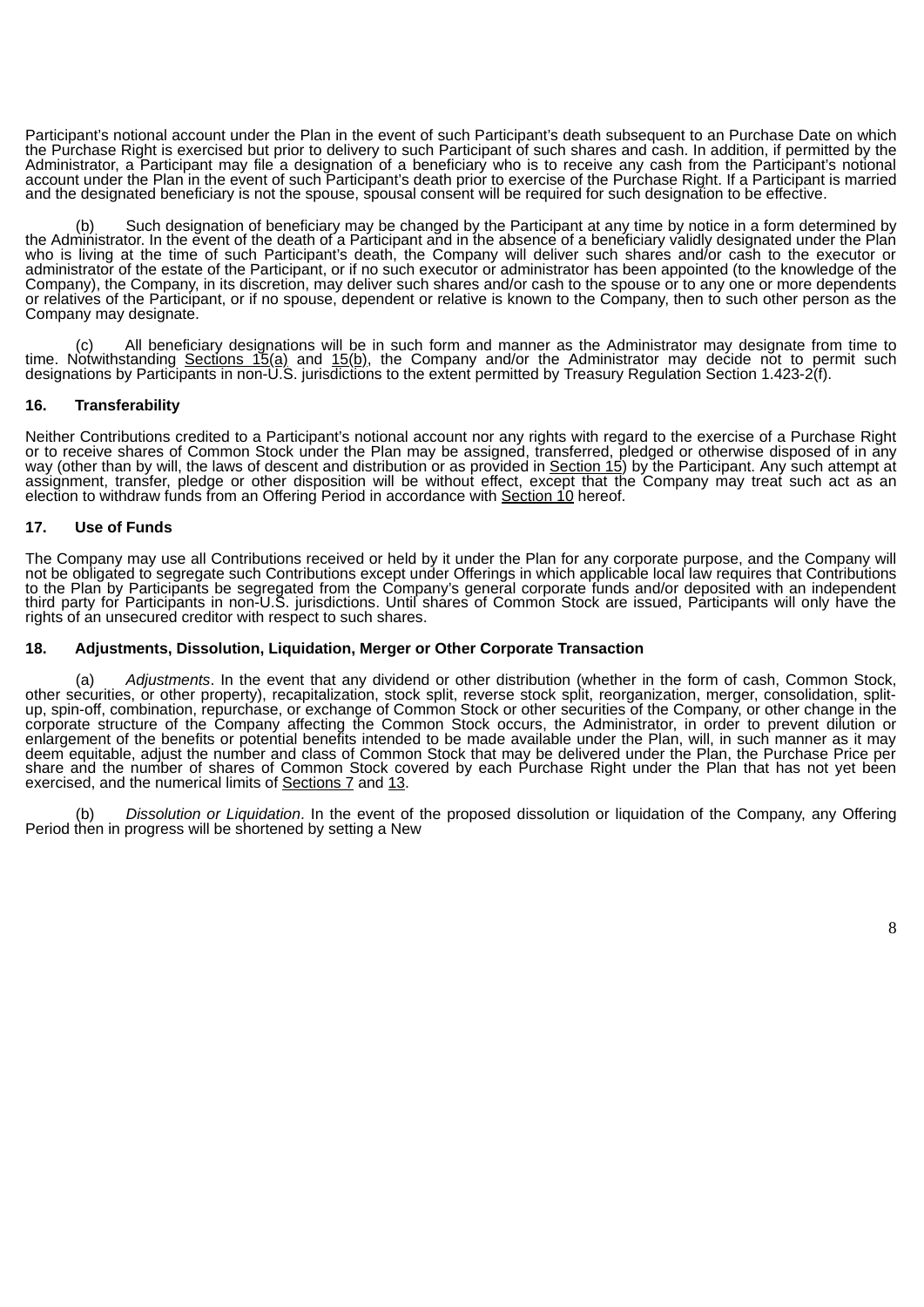Participant's notional account under the Plan in the event of such Participant's death subsequent to an Purchase Date on which the Purchase Right is exercised but prior to delivery to such Participant of such shares and cash. In addition, if permitted by the Administrator, a Participant may file a designation of a beneficiary who is to receive any cash from the Participant's notional account under the Plan in the event of such Participant's death prior to exercise of the Purchase Right. If a Participant is married and the designated beneficiary is not the spouse, spousal consent will be required for such designation to be effective.

(b) Such designation of beneficiary may be changed by the Participant at any time by notice in a form determined by the Administrator. In the event of the death of a Participant and in the absence of a beneficiary validly designated under the Plan who is living at the time of such Participant's death, the Company will deliver such shares and/or cash to the executor or administrator of the estate of the Participant, or if no such executor or administrator has been appointed (to the knowledge of the Company), the Company, in its discretion, may deliver such shares and/or cash to the spouse or to any one or more dependents or relatives of the Participant, or if no spouse, dependent or relative is known to the Company, then to such other person as the Company may designate.

(c) All beneficiary designations will be in such form and manner as the Administrator may designate from time to time. Notwithstanding Sections 15(a) and 15(b), the Company and/or the Administrator may decide not to permit such designations by Participants in non-U.S. jurisdictions to the extent permitted by Treasury Regulation Section 1.423-2(f).

**16. Transferability**

Neither Contributions credited to a Participant's notional account nor any rights with regard to the exercise of a Purchase Right or to receive shares of Common Stock under the Plan may be assigned, transferred, pledged or otherwise disposed of in any way (other than by will, the laws of descent and distribution or as provided in Section 15) by the Participant. Any such attempt at assignment, transfer, pledge or other disposition will be without effect, except that the Company may treat such act as an election to withdraw funds from an Offering Period in accordance with Section 10 hereof.

**17. Use of Funds**

The Company may use all Contributions received or held by it under the Plan for any corporate purpose, and the Company will not be obligated to segregate such Contributions except under Offerings in which applicable local law requires that Contributions to the Plan by Participants be segregated from the Company's general corporate funds and/or deposited with an independent third party for Participants in non-U.S. jurisdictions. Until shares of Common Stock are issued, Participants will only have the rights of an unsecured creditor with respect to such shares.

**18. Adjustments, Dissolution, Liquidation, Merger or Other Corporate Transaction**

(a) *Adjustments*. In the event that any dividend or other distribution (whether in the form of cash, Common Stock, other securities, or other property), recapitalization, stock split, reverse stock split, reorganization, merger, consolidation, split-up, spin-off, combination, repurchase, or exchange of Common Stock or other securities of the Company, or other change in the corporate structure of the Company affecting the Common Stock occurs, the Administrator, in order to prevent dilution or enlargement of the benefits or potential benefits intended to be made available under the Plan, will, in such manner as it may deem equitable, adjust the number and class of Common Stock that may be delivered under the Plan, the Purchase Price per share and the number of shares of Common Stock covered by each Purchase Right under the Plan that has not yet been exercised, and the numerical limits of Sections 7 and 13.

(b) *Dissolution or Liquidation*. In the event of the proposed dissolution or liquidation of the Company, any Offering Period then in progress will be shortened by setting a New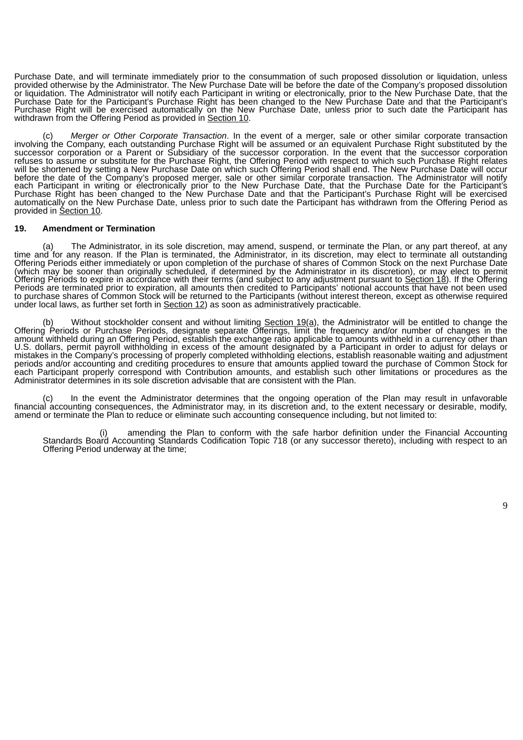Purchase Date, and will terminate immediately prior to the consummation of such proposed dissolution or liquidation, unless provided otherwise by the Administrator. The New Purchase Date will be before the date of the Company's proposed dissolution or liquidation. The Administrator will notify each Participant in writing or electronically, prior to the New Purchase Date, that the Purchase Date for the Participant's Purchase Right has been changed to the New Purchase Date and that the Participant's Purchase Right will be exercised automatically on the New Purchase Date, unless prior to such date the Participant has withdrawn from the Offering Period as provided in Section 10.

(c) *Merger or Other Corporate Transaction*. In the event of a merger, sale or other similar corporate transaction involving the Company, each outstanding Purchase Right will be assumed or an equivalent Purchase Right substituted by the successor corporation or a Parent or Subsidiary of the successor corporation. In the event that the successor corporation refuses to assume or substitute for the Purchase Right, the Offering Period with respect to which such Purchase Right relates will be shortened by setting a New Purchase Date on which such Offering Period shall end. The New Purchase Date will occur before the date of the Company's proposed merger, sale or other similar corporate transaction. The Administrator will notify each Participant in writing or electronically prior to the New Purchase Date, that the Purchase Date for the Participant's Purchase Right has been changed to the New Purchase Date and that the Participant's Purchase Right will be exercised automatically on the New Purchase Date, unless prior to such date the Participant has withdrawn from the Offering Period as provided in Section 10.

**19. Amendment or Termination**

(a) The Administrator, in its sole discretion, may amend, suspend, or terminate the Plan, or any part thereof, at any time and for any reason. If the Plan is terminated, the Administrator, in its discretion, may elect to terminate all outstanding Offering Periods either immediately or upon completion of the purchase of shares of Common Stock on the next Purchase Date (which may be sooner than originally scheduled, if determined by the Administrator in its discretion), or may elect to permit Offering Periods to expire in accordance with their terms (and subject to any adjustment pursuant to Section 18). If the Offering Periods are terminated prior to expiration, all amounts then credited to Participants' notional accounts that have not been used to purchase shares of Common Stock will be returned to the Participants (without interest thereon, except as otherwise required under local laws, as further set forth in Section 12) as soon as administratively practicable.

(b) Without stockholder consent and without limiting Section 19(a), the Administrator will be entitled to change the Offering Periods or Purchase Periods, designate separate Offerings, limit the frequency and/or number of changes in the amount withheld during an Offering Period, establish the exchange ratio applicable to amounts withheld in a currency other than U.S. dollars, permit payroll withholding in excess of the amount designated by a Participant in order to adjust for delays or mistakes in the Company's processing of properly completed withholding elections, establish reasonable waiting and adjustment periods and/or accounting and crediting procedures to ensure that amounts applied toward the purchase of Common Stock for each Participant properly correspond with Contribution amounts, and establish such other limitations or procedures as the Administrator determines in its sole discretion advisable that are consistent with the Plan.

(c) In the event the Administrator determines that the ongoing operation of the Plan may result in unfavorable financial accounting consequences, the Administrator may, in its discretion and, to the extent necessary or desirable, modify, amend or terminate the Plan to reduce or eliminate such accounting consequence including, but not limited to:

(i) amending the Plan to conform with the safe harbor definition under the Financial Accounting Standards Board Accounting Standards Codification Topic 718 (or any successor thereto), including with respect to an Offering Period underway at the time;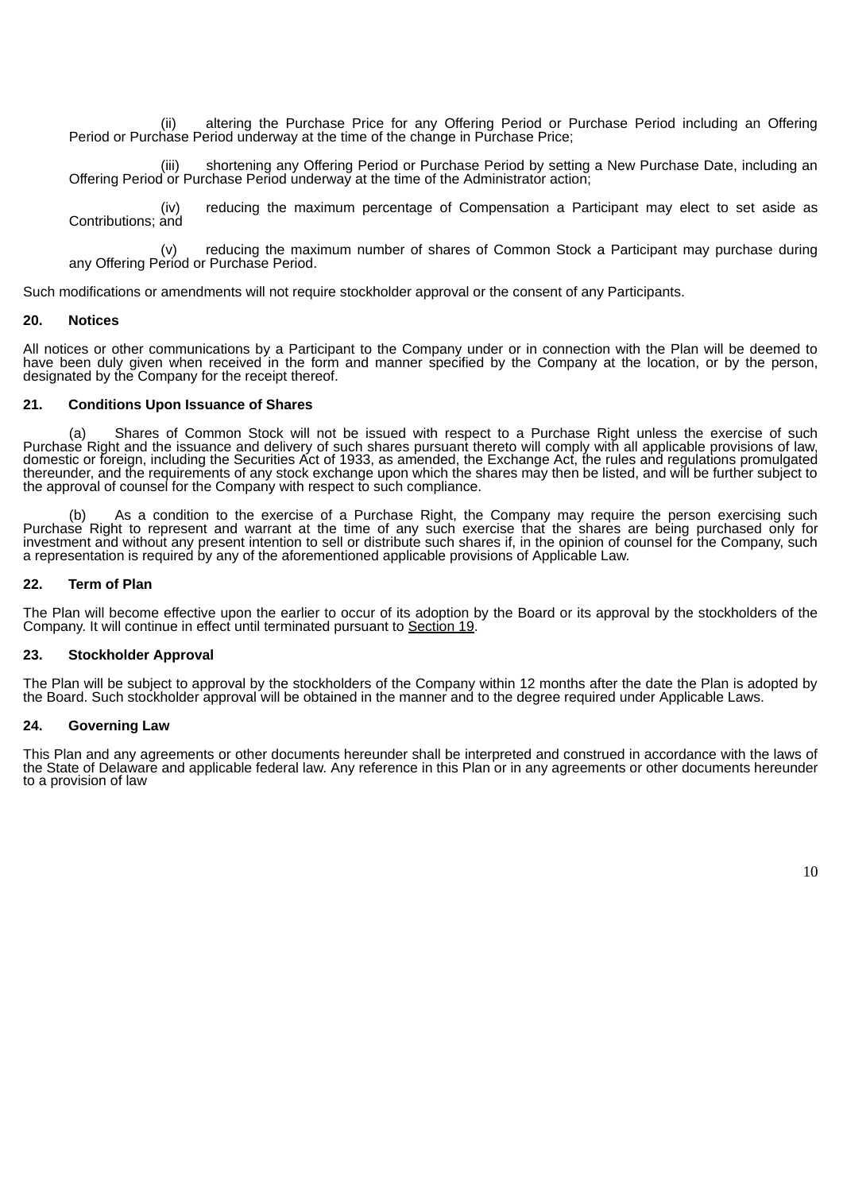(ii) altering the Purchase Price for any Offering Period or Purchase Period including an Offering Period or Purchase Period underway at the time of the change in Purchase Price;

(iii) shortening any Offering Period or Purchase Period by setting a New Purchase Date, including an Offering Period or Purchase Period underway at the time of the Administrator action;

(iv) reducing the maximum percentage of Compensation a Participant may elect to set aside as Contributions; and

(v) reducing the maximum number of shares of Common Stock a Participant may purchase during any Offering Period or Purchase Period.

Such modifications or amendments will not require stockholder approval or the consent of any Participants.

**20. Notices**

All notices or other communications by a Participant to the Company under or in connection with the Plan will be deemed to have been duly given when received in the form and manner specified by the Company at the location, or by the person, designated by the Company for the receipt thereof.

**21. Conditions Upon Issuance of Shares**

(a) Shares of Common Stock will not be issued with respect to a Purchase Right unless the exercise of such Purchase Right and the issuance and delivery of such shares pursuant thereto will comply with all applicable provisions of law, domestic or foreign, including the Securities Act of 1933, as amended, the Exchange Act, the rules and regulations promulgated thereunder, and the requirements of any stock exchange upon which the shares may then be listed, and will be further subject to the approval of counsel for the Company with respect to such compliance.

(b) As a condition to the exercise of a Purchase Right, the Company may require the person exercising such Purchase Right to represent and warrant at the time of any such exercise that the shares are being purchased only for investment and without any present intention to sell or distribute such shares if, in the opinion of counsel for the Company, such a representation is required by any of the aforementioned applicable provisions of Applicable Law.

**22. Term of Plan**

The Plan will become effective upon the earlier to occur of its adoption by the Board or its approval by the stockholders of the Company. It will continue in effect until terminated pursuant to Section 19.

**23. Stockholder Approval**

The Plan will be subject to approval by the stockholders of the Company within 12 months after the date the Plan is adopted by the Board. Such stockholder approval will be obtained in the manner and to the degree required under Applicable Laws.

**24. Governing Law**

This Plan and any agreements or other documents hereunder shall be interpreted and construed in accordance with the laws of the State of Delaware and applicable federal law. Any reference in this Plan or in any agreements or other documents hereunder to a provision of law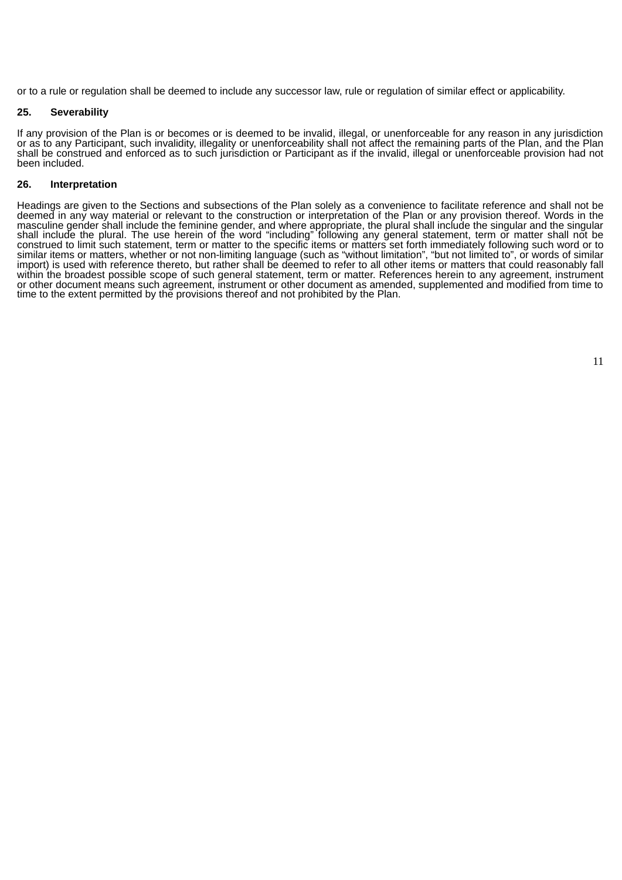or to a rule or regulation shall be deemed to include any successor law, rule or regulation of similar effect or applicability.

## 25. Severability

If any provision of the Plan is or becomes or is deemed to be invalid, illegal, or unenforceable for any reason in any jurisdiction or as to any Participant, such invalidity, illegality or unenforceability shall not affect the remaining parts of the Plan, and the Plan shall be construed and enforced as to such jurisdiction or Participant as if the invalid, illegal or unenforceable provision had not been included.

## 26. Interpretation

Headings are given to the Sections and subsections of the Plan solely as a convenience to facilitate reference and shall not be deemed in any way material or relevant to the construction or interpretation of the Plan or any provision thereof. Words in the masculine gender shall include the feminine gender, and where appropriate, the plural shall include the singular and the singular shall include the plural. The use herein of the word "including" following any general statement, term or matter shall not be construed to limit such statement, term or matter to the specific items or matters set forth immediately following such word or to similar items or matters, whether or not non-limiting language (such as "without limitation", "but not limited to", or words of similar import) is used with reference thereto, but rather shall be deemed to refer to all other items or matters that could reasonably fall within the broadest possible scope of such general statement, term or matter. References herein to any agreement, instrument or other document means such agreement, instrument or other document as amended, supplemented and modified from time to time to the extent permitted by the provisions thereof and not prohibited by the Plan.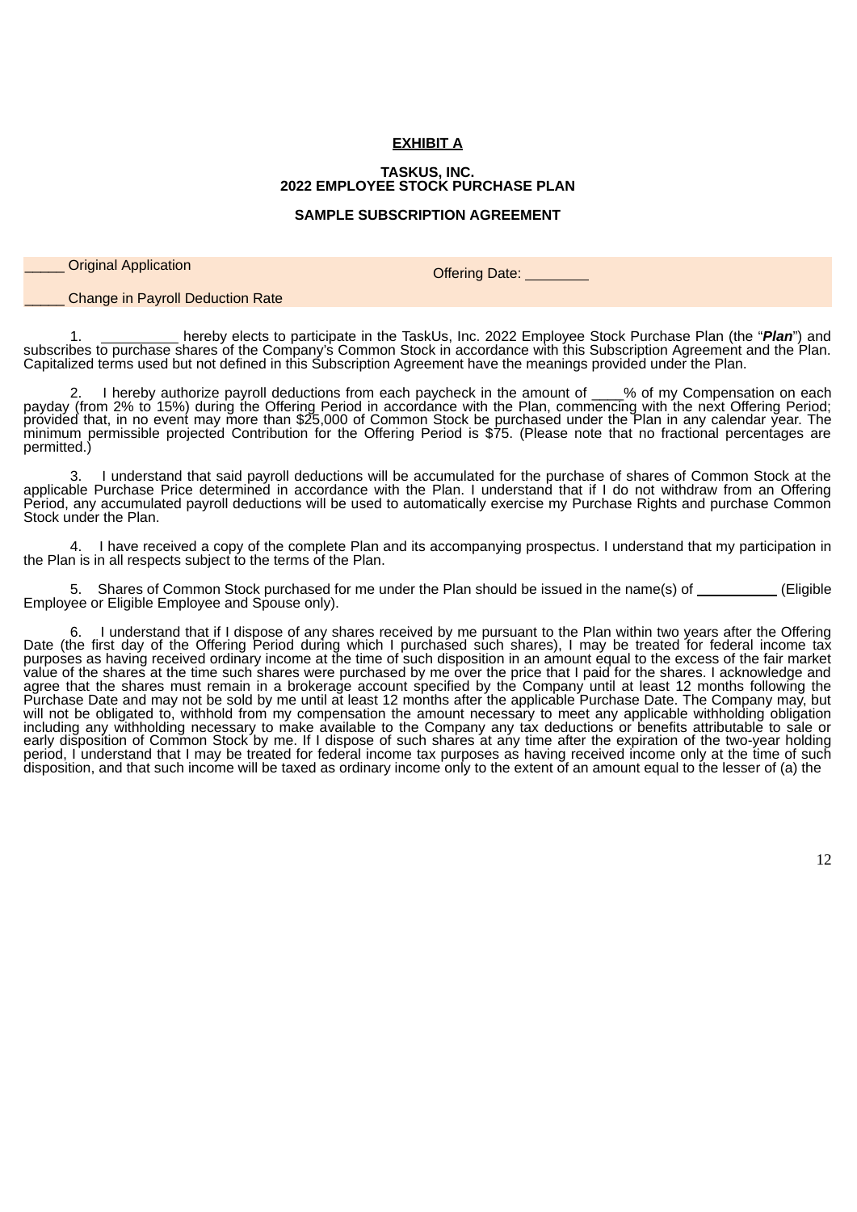**EXHIBIT A**

**TASKUS, INC.**
**2022 EMPLOYEE STOCK PURCHASE PLAN**

**SAMPLE SUBSCRIPTION AGREEMENT**

_____ Original Application                                        Offering Date: ________

_____ Change in Payroll Deduction Rate

1. __________ hereby elects to participate in the TaskUs, Inc. 2022 Employee Stock Purchase Plan (the "***Plan***") and subscribes to purchase shares of the Company's Common Stock in accordance with this Subscription Agreement and the Plan. Capitalized terms used but not defined in this Subscription Agreement have the meanings provided under the Plan.

2. I hereby authorize payroll deductions from each paycheck in the amount of ____% of my Compensation on each payday (from 2% to 15%) during the Offering Period in accordance with the Plan, commencing with the next Offering Period; provided that, in no event may more than $25,000 of Common Stock be purchased under the Plan in any calendar year. The minimum permissible projected Contribution for the Offering Period is $75. (Please note that no fractional percentages are permitted.)

3. I understand that said payroll deductions will be accumulated for the purchase of shares of Common Stock at the applicable Purchase Price determined in accordance with the Plan. I understand that if I do not withdraw from an Offering Period, any accumulated payroll deductions will be used to automatically exercise my Purchase Rights and purchase Common Stock under the Plan.

4. I have received a copy of the complete Plan and its accompanying prospectus. I understand that my participation in the Plan is in all respects subject to the terms of the Plan.

5. Shares of Common Stock purchased for me under the Plan should be issued in the name(s) of ___________ (Eligible Employee or Eligible Employee and Spouse only).

6. I understand that if I dispose of any shares received by me pursuant to the Plan within two years after the Offering Date (the first day of the Offering Period during which I purchased such shares), I may be treated for federal income tax purposes as having received ordinary income at the time of such disposition in an amount equal to the excess of the fair market value of the shares at the time such shares were purchased by me over the price that I paid for the shares. I acknowledge and agree that the shares must remain in a brokerage account specified by the Company until at least 12 months following the Purchase Date and may not be sold by me until at least 12 months after the applicable Purchase Date. The Company may, but will not be obligated to, withhold from my compensation the amount necessary to meet any applicable withholding obligation including any withholding necessary to make available to the Company any tax deductions or benefits attributable to sale or early disposition of Common Stock by me. If I dispose of such shares at any time after the expiration of the two-year holding period, I understand that I may be treated for federal income tax purposes as having received income only at the time of such disposition, and that such income will be taxed as ordinary income only to the extent of an amount equal to the lesser of (a) the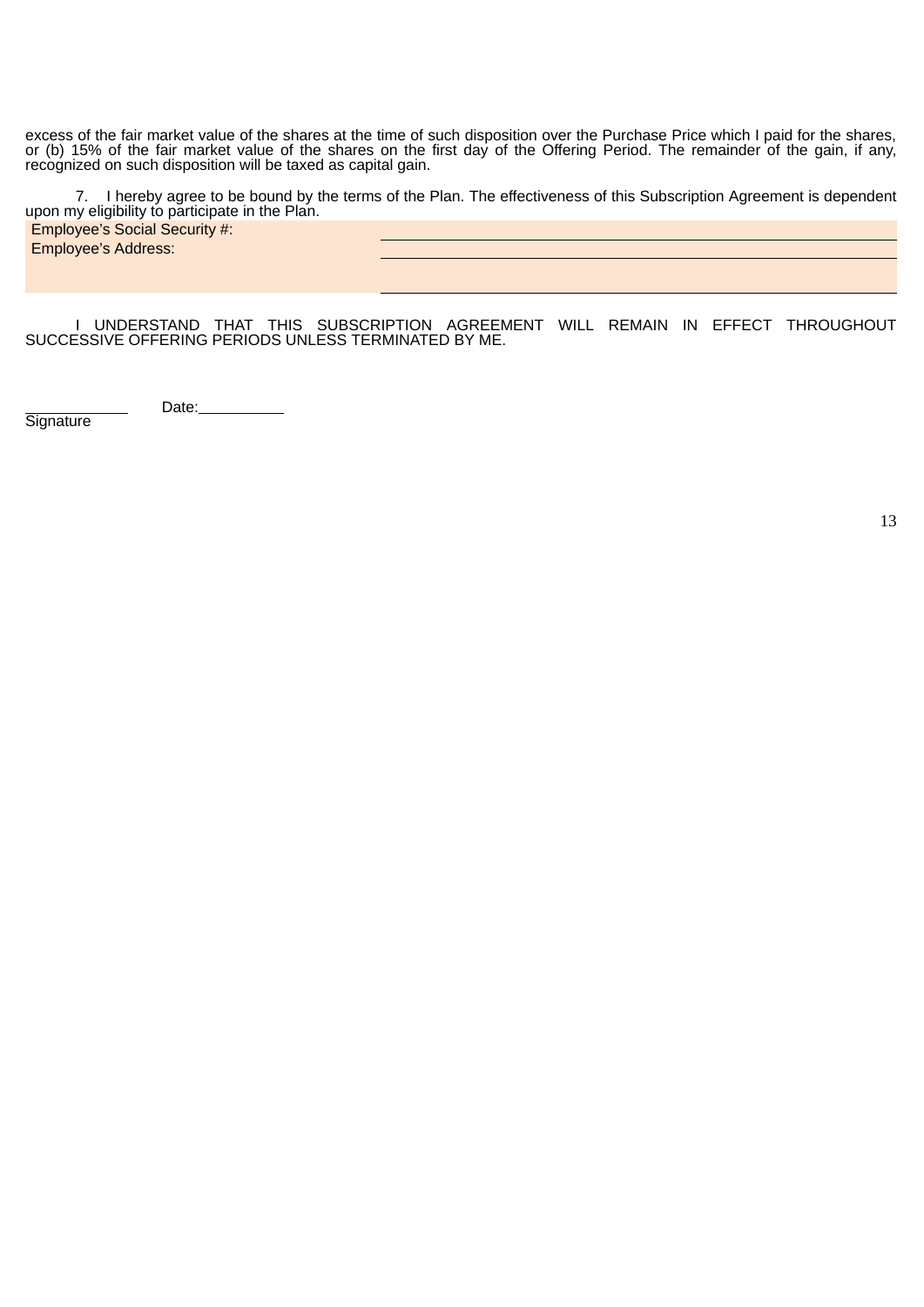excess of the fair market value of the shares at the time of such disposition over the Purchase Price which I paid for the shares, or (b) 15% of the fair market value of the shares on the first day of the Offering Period. The remainder of the gain, if any, recognized on such disposition will be taxed as capital gain.

7. I hereby agree to be bound by the terms of the Plan. The effectiveness of this Subscription Agreement is dependent upon my eligibility to participate in the Plan.

| | |
|---|---|
| Employee's Social Security #: | ______________________________ |
| Employee's Address: | ______________________________ |
| | ______________________________ |

I UNDERSTAND THAT THIS SUBSCRIPTION AGREEMENT WILL REMAIN IN EFFECT THROUGHOUT SUCCESSIVE OFFERING PERIODS UNLESS TERMINATED BY ME.

____________ Date:__________

Signature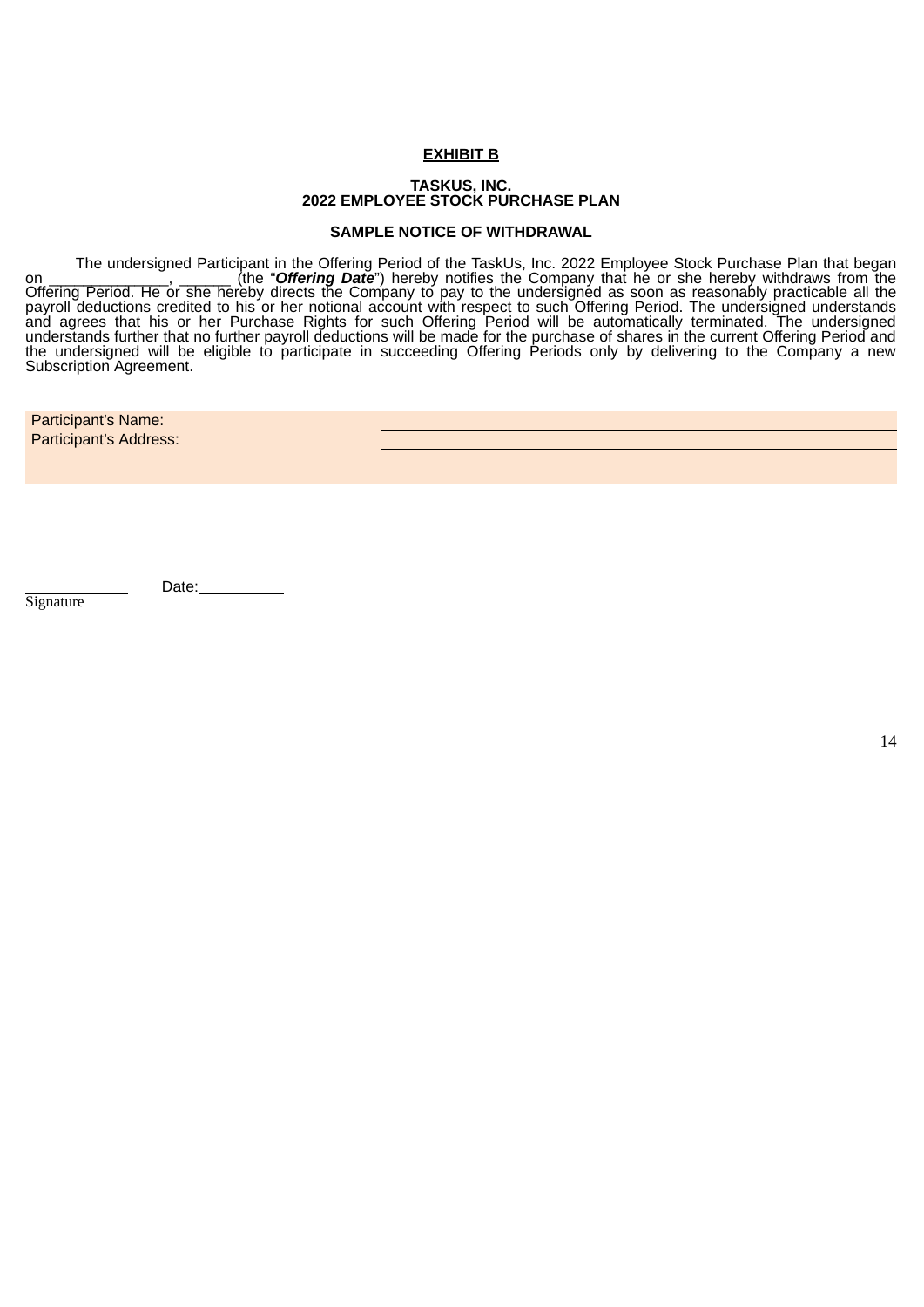**EXHIBIT B**

**TASKUS, INC.**
**2022 EMPLOYEE STOCK PURCHASE PLAN**

**SAMPLE NOTICE OF WITHDRAWAL**

The undersigned Participant in the Offering Period of the TaskUs, Inc. 2022 Employee Stock Purchase Plan that began on _______________, _______ (the "***Offering Date***") hereby notifies the Company that he or she hereby withdraws from the Offering Period. He or she hereby directs the Company to pay to the undersigned as soon as reasonably practicable all the payroll deductions credited to his or her notional account with respect to such Offering Period. The undersigned understands and agrees that his or her Purchase Rights for such Offering Period will be automatically terminated. The undersigned understands further that no further payroll deductions will be made for the purchase of shares in the current Offering Period and the undersigned will be eligible to participate in succeeding Offering Periods only by delivering to the Company a new Subscription Agreement.

| | |
|---|---|
| Participant's Name: | ______________________________ |
| Participant's Address: | ______________________________ |
| | ______________________________ |

_____________ Date:__________
Signature